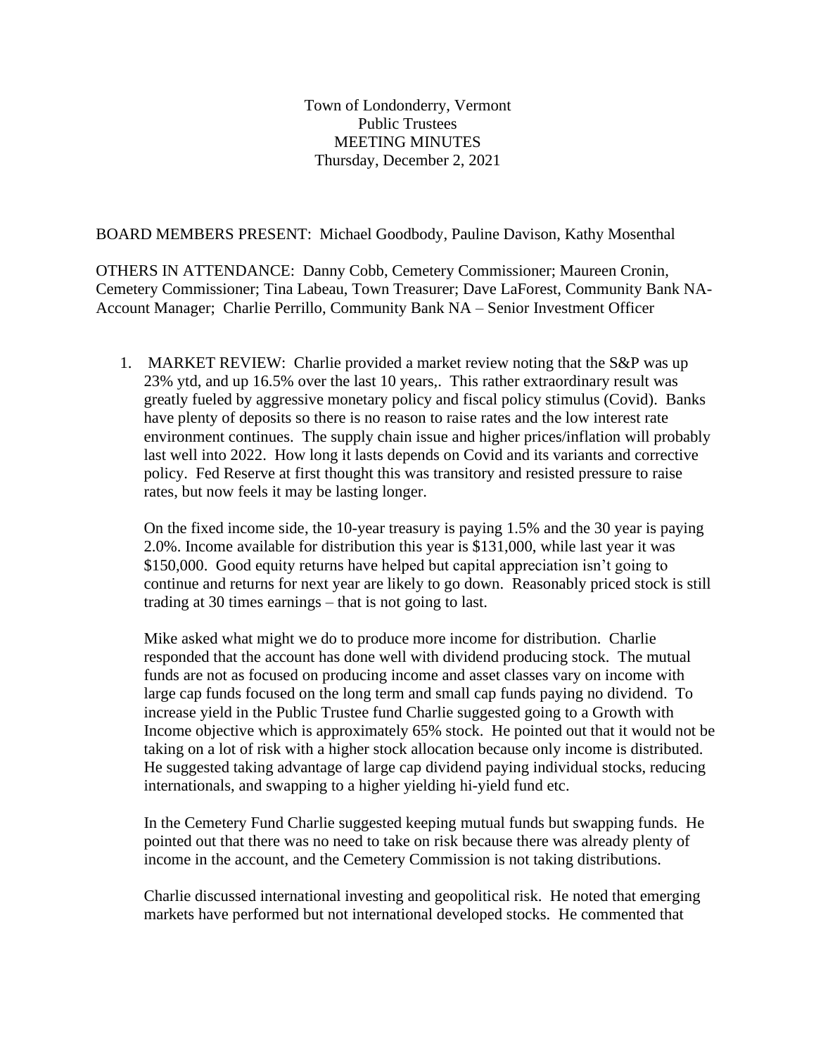Town of Londonderry, Vermont
Public Trustees
MEETING MINUTES
Thursday, December 2, 2021

BOARD MEMBERS PRESENT: Michael Goodbody, Pauline Davison, Kathy Mosenthal

OTHERS IN ATTENDANCE: Danny Cobb, Cemetery Commissioner; Maureen Cronin, Cemetery Commissioner; Tina Labeau, Town Treasurer; Dave LaForest, Community Bank NA-Account Manager; Charlie Perrillo, Community Bank NA – Senior Investment Officer

1. MARKET REVIEW: Charlie provided a market review noting that the S&P was up 23% ytd, and up 16.5% over the last 10 years,. This rather extraordinary result was greatly fueled by aggressive monetary policy and fiscal policy stimulus (Covid). Banks have plenty of deposits so there is no reason to raise rates and the low interest rate environment continues. The supply chain issue and higher prices/inflation will probably last well into 2022. How long it lasts depends on Covid and its variants and corrective policy. Fed Reserve at first thought this was transitory and resisted pressure to raise rates, but now feels it may be lasting longer.

   On the fixed income side, the 10-year treasury is paying 1.5% and the 30 year is paying 2.0%. Income available for distribution this year is $131,000, while last year it was $150,000. Good equity returns have helped but capital appreciation isn't going to continue and returns for next year are likely to go down. Reasonably priced stock is still trading at 30 times earnings – that is not going to last.

   Mike asked what might we do to produce more income for distribution. Charlie responded that the account has done well with dividend producing stock. The mutual funds are not as focused on producing income and asset classes vary on income with large cap funds focused on the long term and small cap funds paying no dividend. To increase yield in the Public Trustee fund Charlie suggested going to a Growth with Income objective which is approximately 65% stock. He pointed out that it would not be taking on a lot of risk with a higher stock allocation because only income is distributed. He suggested taking advantage of large cap dividend paying individual stocks, reducing internationals, and swapping to a higher yielding hi-yield fund etc.

   In the Cemetery Fund Charlie suggested keeping mutual funds but swapping funds. He pointed out that there was no need to take on risk because there was already plenty of income in the account, and the Cemetery Commission is not taking distributions.

   Charlie discussed international investing and geopolitical risk. He noted that emerging markets have performed but not international developed stocks. He commented that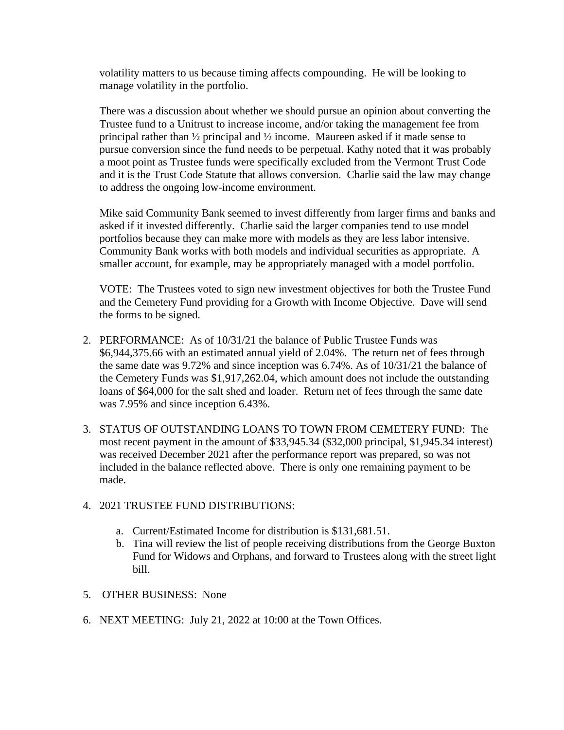volatility matters to us because timing affects compounding. He will be looking to manage volatility in the portfolio.

There was a discussion about whether we should pursue an opinion about converting the Trustee fund to a Unitrust to increase income, and/or taking the management fee from principal rather than ½ principal and ½ income. Maureen asked if it made sense to pursue conversion since the fund needs to be perpetual. Kathy noted that it was probably a moot point as Trustee funds were specifically excluded from the Vermont Trust Code and it is the Trust Code Statute that allows conversion. Charlie said the law may change to address the ongoing low-income environment.

Mike said Community Bank seemed to invest differently from larger firms and banks and asked if it invested differently. Charlie said the larger companies tend to use model portfolios because they can make more with models as they are less labor intensive. Community Bank works with both models and individual securities as appropriate. A smaller account, for example, may be appropriately managed with a model portfolio.

VOTE: The Trustees voted to sign new investment objectives for both the Trustee Fund and the Cemetery Fund providing for a Growth with Income Objective. Dave will send the forms to be signed.

2. PERFORMANCE: As of 10/31/21 the balance of Public Trustee Funds was $6,944,375.66 with an estimated annual yield of 2.04%. The return net of fees through the same date was 9.72% and since inception was 6.74%. As of 10/31/21 the balance of the Cemetery Funds was $1,917,262.04, which amount does not include the outstanding loans of $64,000 for the salt shed and loader. Return net of fees through the same date was 7.95% and since inception 6.43%.

3. STATUS OF OUTSTANDING LOANS TO TOWN FROM CEMETERY FUND: The most recent payment in the amount of $33,945.34 ($32,000 principal, $1,945.34 interest) was received December 2021 after the performance report was prepared, so was not included in the balance reflected above. There is only one remaining payment to be made.

4. 2021 TRUSTEE FUND DISTRIBUTIONS:

   a. Current/Estimated Income for distribution is $131,681.51.
   b. Tina will review the list of people receiving distributions from the George Buxton Fund for Widows and Orphans, and forward to Trustees along with the street light bill.

5. OTHER BUSINESS: None

6. NEXT MEETING: July 21, 2022 at 10:00 at the Town Offices.